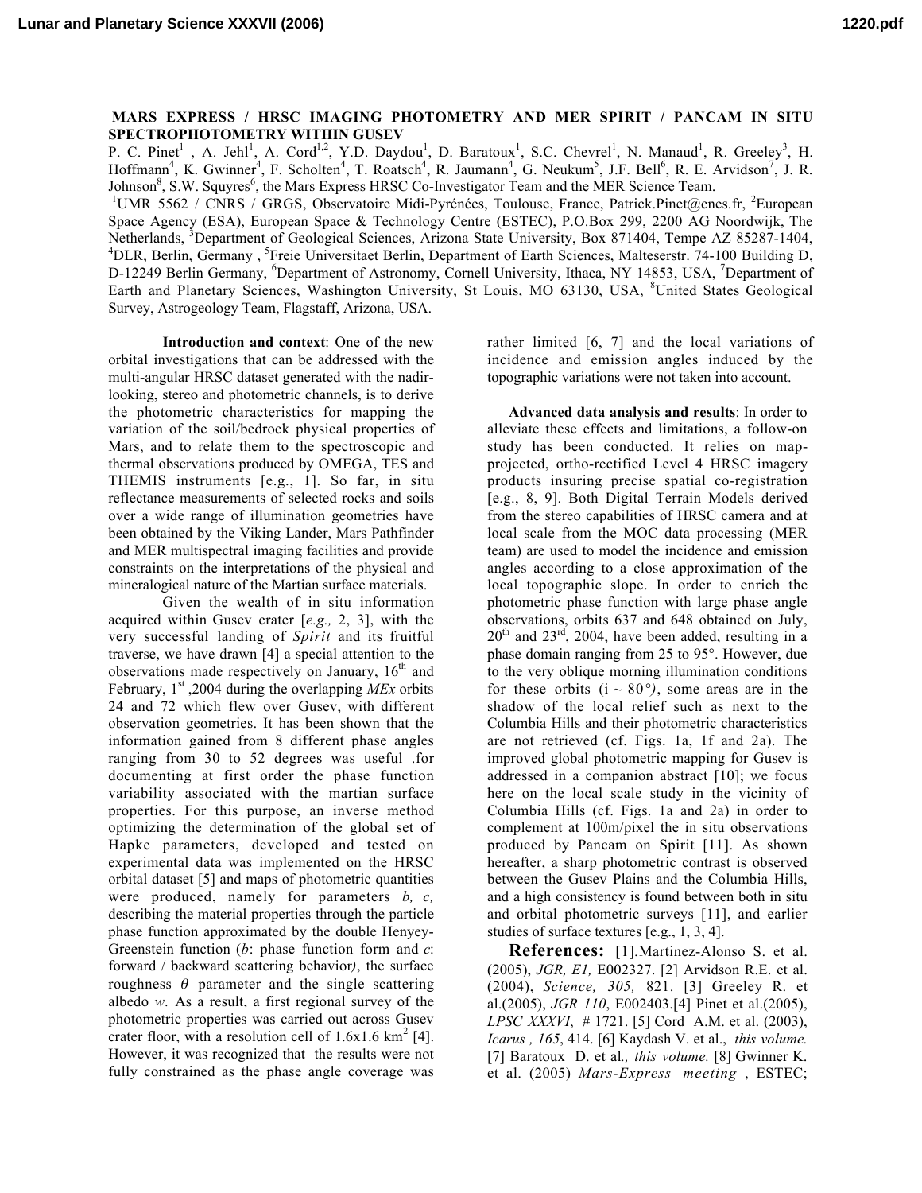# MARS EXPRESS / HRSC IMAGING PHOTOMETRY AND MER SPIRIT / PANCAM IN SITU SPECTROPHOTOMETRY WITHIN GUSEV

P. C. Pinet[1], A. Jehl[1], A. Cord[1,2], Y.D. Daydou[1], D. Baratoux[1], S.C. Chevrel[1], N. Manaud[1], R. Greeley[3], H. Hoffmann[4], K. Gwinner[4], F. Scholten[4], T. Roatsch[4], R. Jaumann[4], G. Neukum[5], J.F. Bell[6], R. E. Arvidson[7], J. R. Johnson[8], S.W. Squyres[6], the Mars Express HRSC Co-Investigator Team and the MER Science Team.

[1]UMR 5562 / CNRS / GRGS, Observatoire Midi-Pyrénées, Toulouse, France, Patrick.Pinet@cnes.fr, [2]European Space Agency (ESA), European Space & Technology Centre (ESTEC), P.O.Box 299, 2200 AG Noordwijk, The Netherlands, [3]Department of Geological Sciences, Arizona State University, Box 871404, Tempe AZ 85287-1404, [4]DLR, Berlin, Germany , [5]Freie Universitaet Berlin, Department of Earth Sciences, Malteserstr. 74-100 Building D, D-12249 Berlin Germany, [6]Department of Astronomy, Cornell University, Ithaca, NY 14853, USA, [7]Department of Earth and Planetary Sciences, Washington University, St Louis, MO 63130, USA, [8]United States Geological Survey, Astrogeology Team, Flagstaff, Arizona, USA.

**Introduction and context**: One of the new orbital investigations that can be addressed with the multi-angular HRSC dataset generated with the nadir-looking, stereo and photometric channels, is to derive the photometric characteristics for mapping the variation of the soil/bedrock physical properties of Mars, and to relate them to the spectroscopic and thermal observations produced by OMEGA, TES and THEMIS instruments [e.g., 1]. So far, in situ reflectance measurements of selected rocks and soils over a wide range of illumination geometries have been obtained by the Viking Lander, Mars Pathfinder and MER multispectral imaging facilities and provide constraints on the interpretations of the physical and mineralogical nature of the Martian surface materials.

Given the wealth of in situ information acquired within Gusev crater [*e.g.,* 2, 3], with the very successful landing of *Spirit* and its fruitful traverse, we have drawn [4] a special attention to the observations made respectively on January, 16th and February, 1st ,2004 during the overlapping *MEx* orbits 24 and 72 which flew over Gusev, with different observation geometries. It has been shown that the information gained from 8 different phase angles ranging from 30 to 52 degrees was useful .for documenting at first order the phase function variability associated with the martian surface properties. For this purpose, an inverse method optimizing the determination of the global set of Hapke parameters, developed and tested on experimental data was implemented on the HRSC orbital dataset [5] and maps of photometric quantities were produced, namely for parameters *b, c,* describing the material properties through the particle phase function approximated by the double Henyey-Greenstein function (*b*: phase function form and *c*: forward / backward scattering behavior*)*, the surface roughness $\theta$ parameter and the single scattering albedo *w.* As a result, a first regional survey of the photometric properties was carried out across Gusev crater floor, with a resolution cell of 1.6x1.6 km$^2$ [4]. However, it was recognized that the results were not fully constrained as the phase angle coverage was rather limited [6, 7] and the local variations of incidence and emission angles induced by the topographic variations were not taken into account.

**Advanced data analysis and results**: In order to alleviate these effects and limitations, a follow-on study has been conducted. It relies on map-projected, ortho-rectified Level 4 HRSC imagery products insuring precise spatial co-registration [e.g., 8, 9]. Both Digital Terrain Models derived from the stereo capabilities of HRSC camera and at local scale from the MOC data processing (MER team) are used to model the incidence and emission angles according to a close approximation of the local topographic slope. In order to enrich the photometric phase function with large phase angle observations, orbits 637 and 648 obtained on July, 20th and 23rd, 2004, have been added, resulting in a phase domain ranging from 25 to 95°. However, due to the very oblique morning illumination conditions for these orbits (i ~ 80°*)*, some areas are in the shadow of the local relief such as next to the Columbia Hills and their photometric characteristics are not retrieved (cf. Figs. 1a, 1f and 2a). The improved global photometric mapping for Gusev is addressed in a companion abstract [10]; we focus here on the local scale study in the vicinity of Columbia Hills (cf. Figs. 1a and 2a) in order to complement at 100m/pixel the in situ observations produced by Pancam on Spirit [11]. As shown hereafter, a sharp photometric contrast is observed between the Gusev Plains and the Columbia Hills, and a high consistency is found between both in situ and orbital photometric surveys [11], and earlier studies of surface textures [e.g., 1, 3, 4].

**References:** [1].Martinez-Alonso S. et al. (2005), *JGR, E1,* E002327. [2] Arvidson R.E. et al. (2004), *Science, 305,* 821. [3] Greeley R. et al.(2005), *JGR 110*, E002403.[4] Pinet et al.(2005), *LPSC XXXVI*, # 1721. [5] Cord A.M. et al. (2003), *Icarus , 165*, 414. [6] Kaydash V. et al., *this volume.* [7] Baratoux D. et al*., this volume.* [8] Gwinner K. et al. (2005) *Mars-Express meeting* , ESTEC;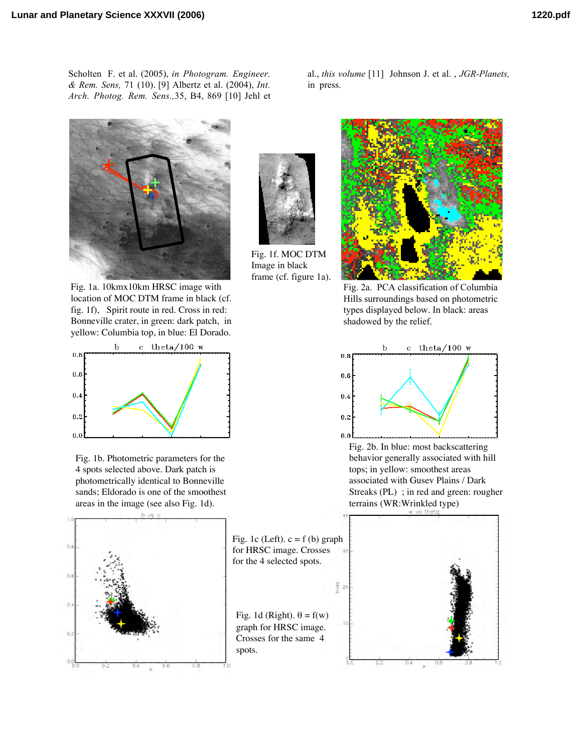Scholten F. et al. (2005), *in Photogram. Engineer. & Rem. Sens,* 71 (10). [9] Albertz et al. (2004), *Int. Arch. Photog. Rem. Sens.,*35, B4, 869 [10] Jehl et al., *this volume* [11] Johnson J. et al. , *JGR-Planets,* in press.

Fig. 1a. 10kmx10km HRSC image with location of MOC DTM frame in black (cf. fig. 1f), Spirit route in red. Cross in red: Bonneville crater, in green: dark patch, in yellow: Columbia top, in blue: El Dorado.

Fig. 1f. MOC DTM Image in black frame (cf. figure 1a).

Fig. 2a. PCA classification of Columbia Hills surroundings based on photometric types displayed below. In black: areas shadowed by the relief.

b c theta/100 w

0.8
0.6
0.4
0.2
0.0

Fig. 1b. Photometric parameters for the 4 spots selected above. Dark patch is photometrically identical to Bonneville sands; Eldorado is one of the smoothest areas in the image (see also Fig. 1d).

b c theta/100 w

0.8
0.6
0.4
0.2
0.0

Fig. 2b. In blue: most backscattering behavior generally associated with hill tops; in yellow: smoothest areas associated with Gusev Plains / Dark Streaks (PL) ; in red and green: rougher terrains (WR:Wrinkled type)

b vs c

1.0
0.8
0.6
0.4
0.2
0.0
0.0 0.2 0.4 0.6 0.8 1.0
b

Fig. 1c (Left). c = f (b) graph for HRSC image. Crosses for the 4 selected spots.

Fig. 1d (Right). θ = f(w) graph for HRSC image. Crosses for the same 4 spots.

w vs theta

40
30
20
10
0
theta
0.0 0.2 0.4 0.6 0.8 1.0
w